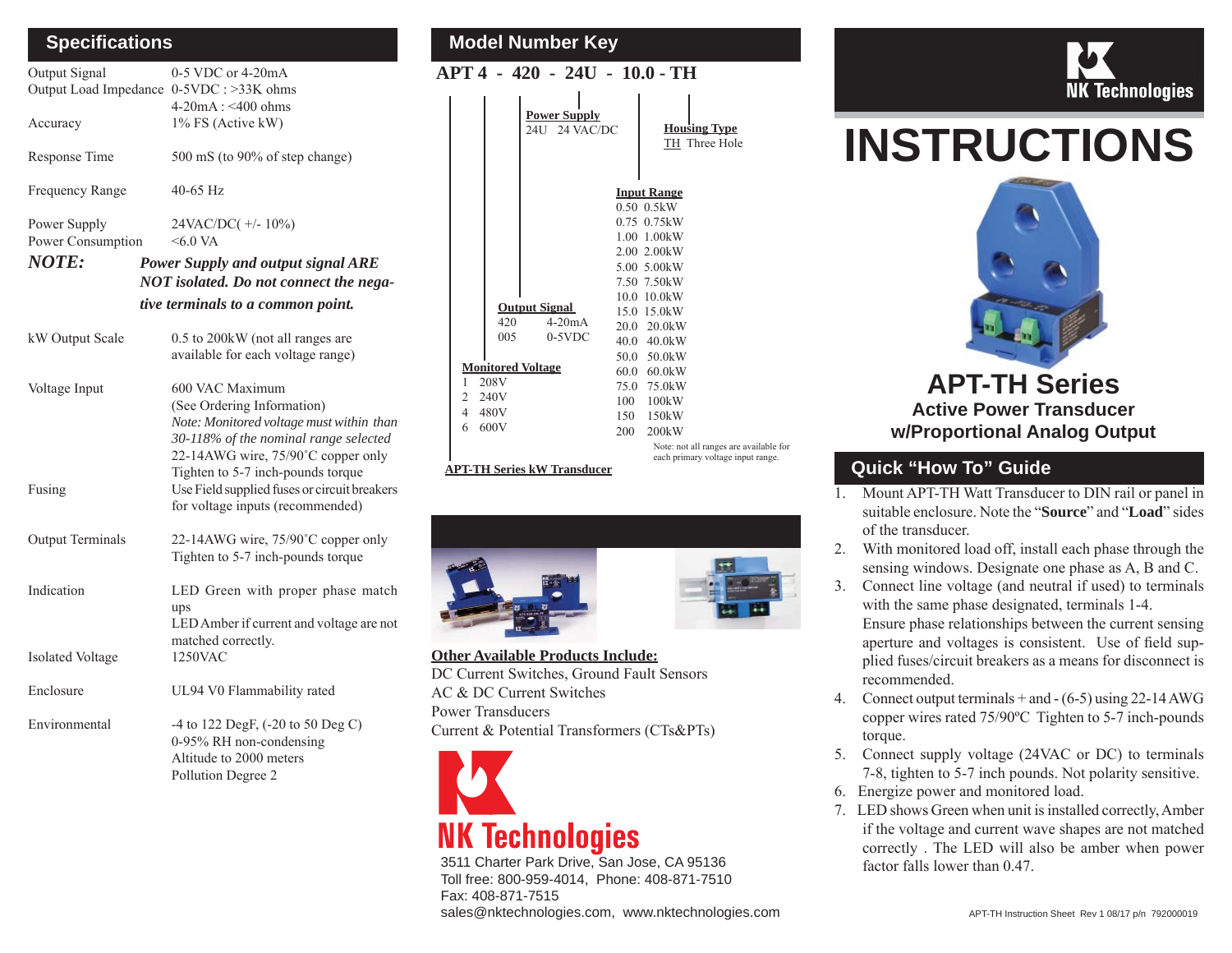## Specifications

| | |
|---|---|
| Output Signal | 0-5 VDC or 4-20mA |
| Output Load Impedance | 0-5VDC : >33K ohms<br>4-20mA : <400 ohms |
| Accuracy | 1% FS (Active kW) |
| Response Time | 500 mS (to 90% of step change) |
| Frequency Range | 40-65 Hz |
| Power Supply | 24VAC/DC( +/- 10%) |
| Power Consumption | <6.0 VA |

***NOTE:*** ***Power Supply and output signal ARE NOT isolated. Do not connect the negative terminals to a common point.***

| | |
|---|---|
| kW Output Scale | 0.5 to 200kW (not all ranges are available for each voltage range) |
| Voltage Input | 600 VAC Maximum<br>(See Ordering Information)<br>*Note: Monitored voltage must within than 30-118% of the nominal range selected*<br>22-14AWG wire, 75/90˚C copper only<br>Tighten to 5-7 inch-pounds torque |
| Fusing | Use Field supplied fuses or circuit breakers for voltage inputs (recommended) |
| Output Terminals | 22-14AWG wire, 75/90˚C copper only<br>Tighten to 5-7 inch-pounds torque |
| Indication | LED Green with proper phase match ups<br>LED Amber if current and voltage are not matched correctly. |
| Isolated Voltage | 1250VAC |
| Enclosure | UL94 V0 Flammability rated |
| Environmental | -4 to 122 DegF, (-20 to 50 Deg C)<br>0-95% RH non-condensing<br>Altitude to 2000 meters<br>Pollution Degree 2 |

## Model Number Key

**APT 4 - 420 - 24U - 10.0 - TH**

**APT-TH Series kW Transducer**

**Monitored Voltage**

| | |
|---|---|
| 1 | 208V |
| 2 | 240V |
| 4 | 480V |
| 6 | 600V |

**Output Signal**

| | |
|---|---|
| 420 | 4-20mA |
| 005 | 0-5VDC |

**Power Supply**

24U 24 VAC/DC

**Input Range**

| | |
|---|---|
| 0.50 | 0.5kW |
| 0.75 | 0.75kW |
| 1.00 | 1.00kW |
| 2.00 | 2.00kW |
| 5.00 | 5.00kW |
| 7.50 | 7.50kW |
| 10.0 | 10.0kW |
| 15.0 | 15.0kW |
| 20.0 | 20.0kW |
| 40.0 | 40.0kW |
| 50.0 | 50.0kW |
| 60.0 | 60.0kW |
| 75.0 | 75.0kW |
| 100 | 100kW |
| 150 | 150kW |
| 200 | 200kW |

Note: not all ranges are available for each primary voltage input range.

**Housing Type**

TH Three Hole

**Other Available Products Include:**

DC Current Switches, Ground Fault Sensors
AC & DC Current Switches
Power Transducers
Current & Potential Transformers (CTs&PTs)

**NK Technologies**

3511 Charter Park Drive, San Jose, CA 95136
Toll free: 800-959-4014, Phone: 408-871-7510
Fax: 408-871-7515
sales@nktechnologies.com, www.nktechnologies.com

NK Technologies

# INSTRUCTIONS

## APT-TH Series

### Active Power Transducer w/Proportional Analog Output

## Quick "How To" Guide

1. Mount APT-TH Watt Transducer to DIN rail or panel in suitable enclosure. Note the "**Source**" and "**Load**" sides of the transducer.
2. With monitored load off, install each phase through the sensing windows. Designate one phase as A, B and C.
3. Connect line voltage (and neutral if used) to terminals with the same phase designated, terminals 1-4. Ensure phase relationships between the current sensing aperture and voltages is consistent. Use of field supplied fuses/circuit breakers as a means for disconnect is recommended.
4. Connect output terminals + and - (6-5) using 22-14 AWG copper wires rated 75/90ºC Tighten to 5-7 inch-pounds torque.
5. Connect supply voltage (24VAC or DC) to terminals 7-8, tighten to 5-7 inch pounds. Not polarity sensitive.
6. Energize power and monitored load.
7. LED shows Green when unit is installed correctly, Amber if the voltage and current wave shapes are not matched correctly . The LED will also be amber when power factor falls lower than 0.47.

APT-TH Instruction Sheet Rev 1 08/17 p/n 792000019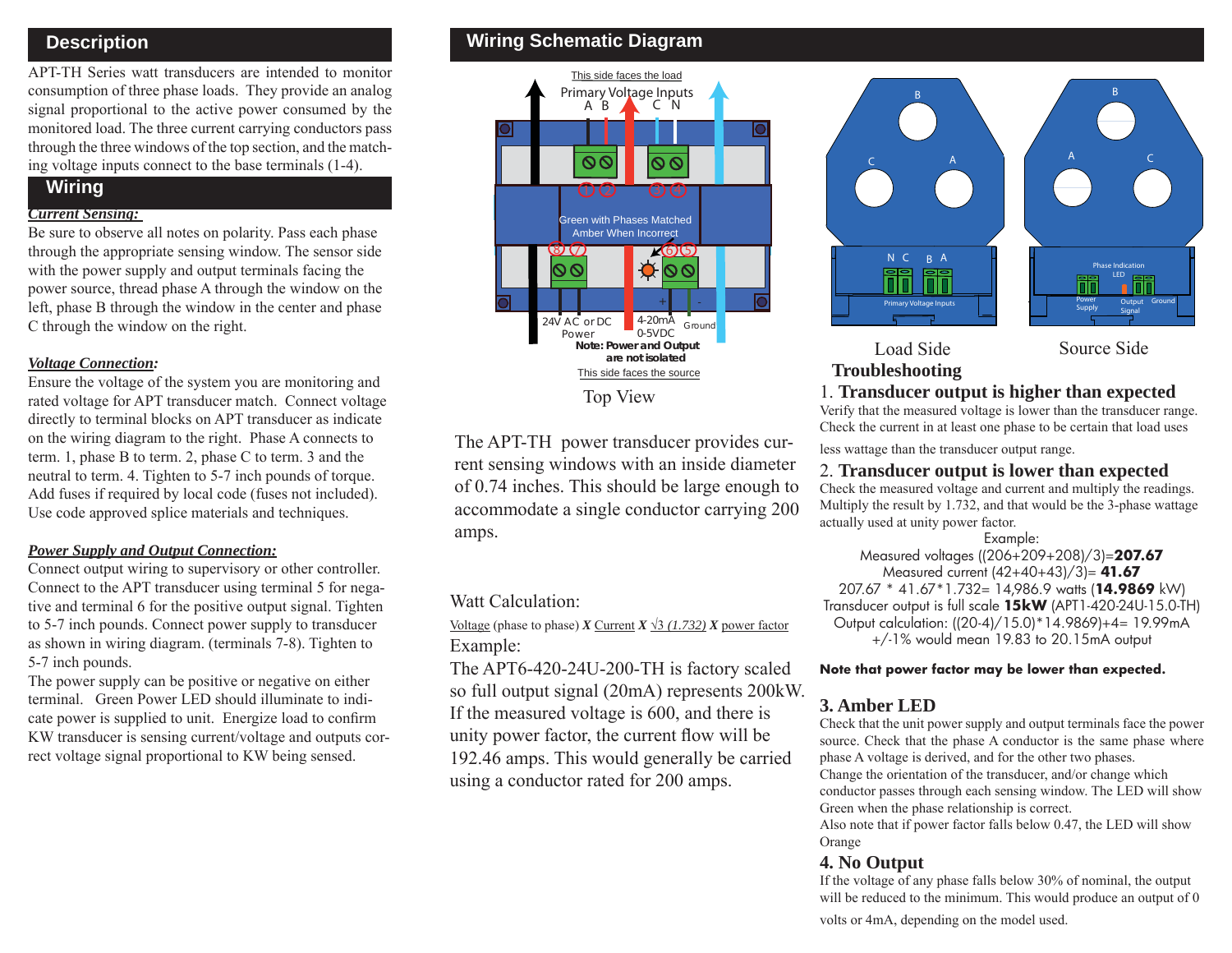## Description

APT-TH Series watt transducers are intended to monitor consumption of three phase loads. They provide an analog signal proportional to the active power consumed by the monitored load. The three current carrying conductors pass through the three windows of the top section, and the matching voltage inputs connect to the base terminals (1-4).

## Wiring

***Current Sensing:***

Be sure to observe all notes on polarity. Pass each phase through the appropriate sensing window. The sensor side with the power supply and output terminals facing the power source, thread phase A through the window on the left, phase B through the window in the center and phase C through the window on the right.

***Voltage Connection:***

Ensure the voltage of the system you are monitoring and rated voltage for APT transducer match. Connect voltage directly to terminal blocks on APT transducer as indicate on the wiring diagram to the right. Phase A connects to term. 1, phase B to term. 2, phase C to term. 3 and the neutral to term. 4. Tighten to 5-7 inch pounds of torque. Add fuses if required by local code (fuses not included). Use code approved splice materials and techniques.

***Power Supply and Output Connection:***

Connect output wiring to supervisory or other controller. Connect to the APT transducer using terminal 5 for negative and terminal 6 for the positive output signal. Tighten to 5-7 inch pounds. Connect power supply to transducer as shown in wiring diagram. (terminals 7-8). Tighten to 5-7 inch pounds.

The power supply can be positive or negative on either terminal. Green Power LED should illuminate to indicate power is supplied to unit. Energize load to confirm KW transducer is sensing current/voltage and outputs correct voltage signal proportional to KW being sensed.

## Wiring Schematic Diagram

This side faces the load

Primary Voltage Inputs

A B C N

1 2 3 4

Green with Phases Matched
Amber When Incorrect

8 7 6 5

+ -

24V AC or DC Power

4-20mA 0-5VDC

Ground

**Note: Power and Output are not isolated**

This side faces the source

Top View

B C A

N C B A

Primary Voltage Inputs

Load Side

B A C

Phase Indication LED

Power Supply

Output Signal

Ground

Source Side

The APT-TH power transducer provides current sensing windows with an inside diameter of 0.74 inches. This should be large enough to accommodate a single conductor carrying 200 amps.

Watt Calculation:

Voltage (phase to phase) ***X*** Current ***X*** $\sqrt{3}$ *(1.732)* ***X*** power factor

Example:

The APT6-420-24U-200-TH is factory scaled so full output signal (20mA) represents 200kW. If the measured voltage is 600, and there is unity power factor, the current flow will be 192.46 amps. This would generally be carried using a conductor rated for 200 amps.

## Troubleshooting

### 1. Transducer output is higher than expected

Verify that the measured voltage is lower than the transducer range. Check the current in at least one phase to be certain that load uses less wattage than the transducer output range.

### 2. Transducer output is lower than expected

Check the measured voltage and current and multiply the readings. Multiply the result by 1.732, and that would be the 3-phase wattage actually used at unity power factor.

Example:

Measured voltages ((206+209+208)/3)=**207.67**

Measured current (42+40+43)/3)= **41.67**

207.67 * 41.67*1.732= 14,986.9 watts (**14.9869** kW)

Transducer output is full scale **15kW** (APT1-420-24U-15.0-TH)

Output calculation: ((20-4)/15.0)*14.9869)+4= 19.99mA

+/-1% would mean 19.83 to 20.15mA output

**Note that power factor may be lower than expected.**

### 3. Amber LED

Check that the unit power supply and output terminals face the power source. Check that the phase A conductor is the same phase where phase A voltage is derived, and for the other two phases.

Change the orientation of the transducer, and/or change which conductor passes through each sensing window. The LED will show Green when the phase relationship is correct.

Also note that if power factor falls below 0.47, the LED will show Orange

### 4. No Output

If the voltage of any phase falls below 30% of nominal, the output will be reduced to the minimum. This would produce an output of 0 volts or 4mA, depending on the model used.